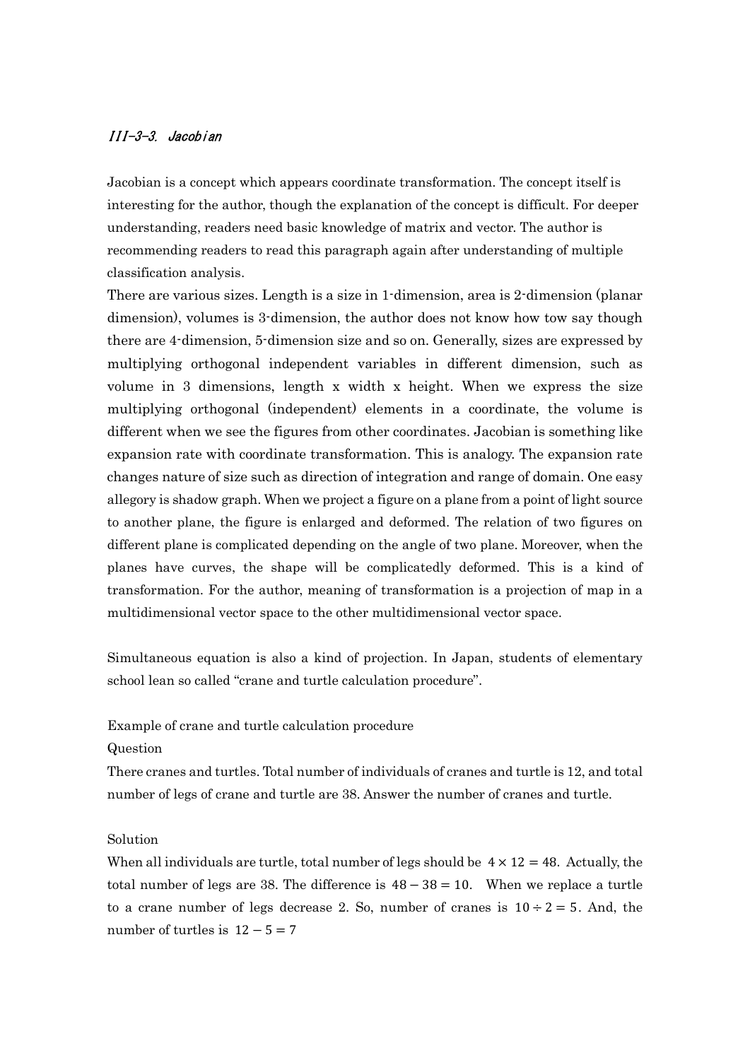### *III-3-3. Jacobian*

Jacobian is a concept which appears coordinate transformation. The concept itself is interesting for the author, though the explanation of the concept is difficult. For deeper understanding, readers need basic knowledge of matrix and vector. The author is recommending readers to read this paragraph again after understanding of multiple classification analysis.

There are various sizes. Length is a size in 1-dimension, area is 2-dimension (planar dimension), volumes is 3-dimension, the author does not know how tow say though there are 4-dimension, 5-dimension size and so on. Generally, sizes are expressed by multiplying orthogonal independent variables in different dimension, such as volume in 3 dimensions, length x width x height. When we express the size multiplying orthogonal (independent) elements in a coordinate, the volume is different when we see the figures from other coordinates. Jacobian is something like expansion rate with coordinate transformation. This is analogy. The expansion rate changes nature of size such as direction of integration and range of domain. One easy allegory is shadow graph. When we project a figure on a plane from a point of light source to another plane, the figure is enlarged and deformed. The relation of two figures on different plane is complicated depending on the angle of two plane. Moreover, when the planes have curves, the shape will be complicatedly deformed. This is a kind of transformation. For the author, meaning of transformation is a projection of map in a multidimensional vector space to the other multidimensional vector space.

Simultaneous equation is also a kind of projection. In Japan, students of elementary school lean so called "crane and turtle calculation procedure".

Example of crane and turtle calculation procedure

Question

There cranes and turtles. Total number of individuals of cranes and turtle is 12, and total number of legs of crane and turtle are 38. Answer the number of cranes and turtle.

Solution

When all individuals are turtle, total number of legs should be $4 \times 12 = 48$. Actually, the total number of legs are 38. The difference is $48 - 38 = 10$. When we replace a turtle to a crane number of legs decrease 2. So, number of cranes is $10 \div 2 = 5$. And, the number of turtles is $12 - 5 = 7$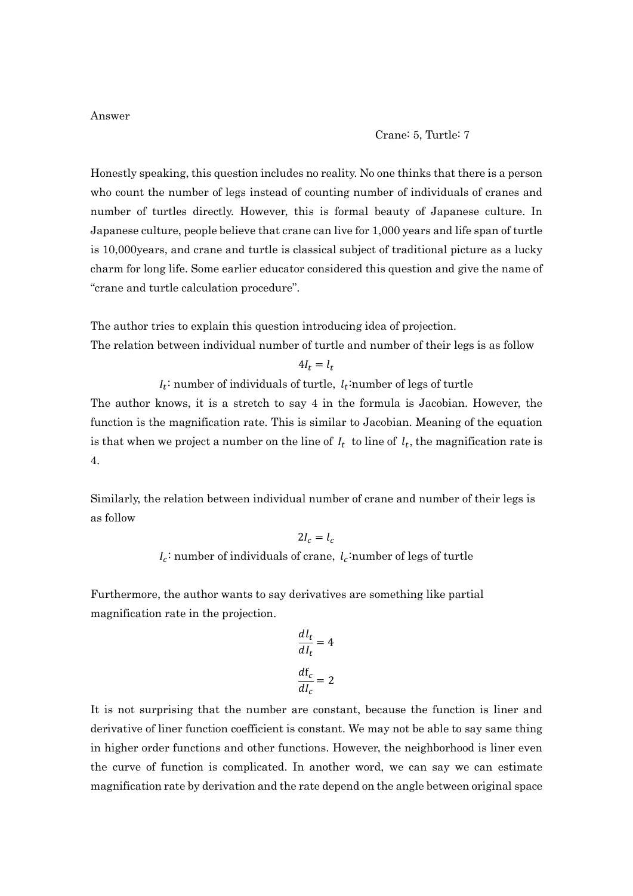Answer

Crane: 5, Turtle: 7

Honestly speaking, this question includes no reality. No one thinks that there is a person who count the number of legs instead of counting number of individuals of cranes and number of turtles directly. However, this is formal beauty of Japanese culture. In Japanese culture, people believe that crane can live for 1,000 years and life span of turtle is 10,000years, and crane and turtle is classical subject of traditional picture as a lucky charm for long life. Some earlier educator considered this question and give the name of "crane and turtle calculation procedure".

The author tries to explain this question introducing idea of projection.
The relation between individual number of turtle and number of their legs is as follow

$$4I_t = l_t$$

$I_t$: number of individuals of turtle, $l_t$:number of legs of turtle
The author knows, it is a stretch to say 4 in the formula is Jacobian. However, the function is the magnification rate. This is similar to Jacobian. Meaning of the equation is that when we project a number on the line of $I_t$ to line of $l_t$, the magnification rate is 4.

Similarly, the relation between individual number of crane and number of their legs is as follow

$$2I_c = l_c$$

$I_c$: number of individuals of crane, $l_c$:number of legs of turtle

Furthermore, the author wants to say derivatives are something like partial magnification rate in the projection.

$$\frac{dl_t}{dI_t} = 4$$

$$\frac{d\mathrm{f}_c}{dI_c} = 2$$

It is not surprising that the number are constant, because the function is liner and derivative of liner function coefficient is constant. We may not be able to say same thing in higher order functions and other functions. However, the neighborhood is liner even the curve of function is complicated. In another word, we can say we can estimate magnification rate by derivation and the rate depend on the angle between original space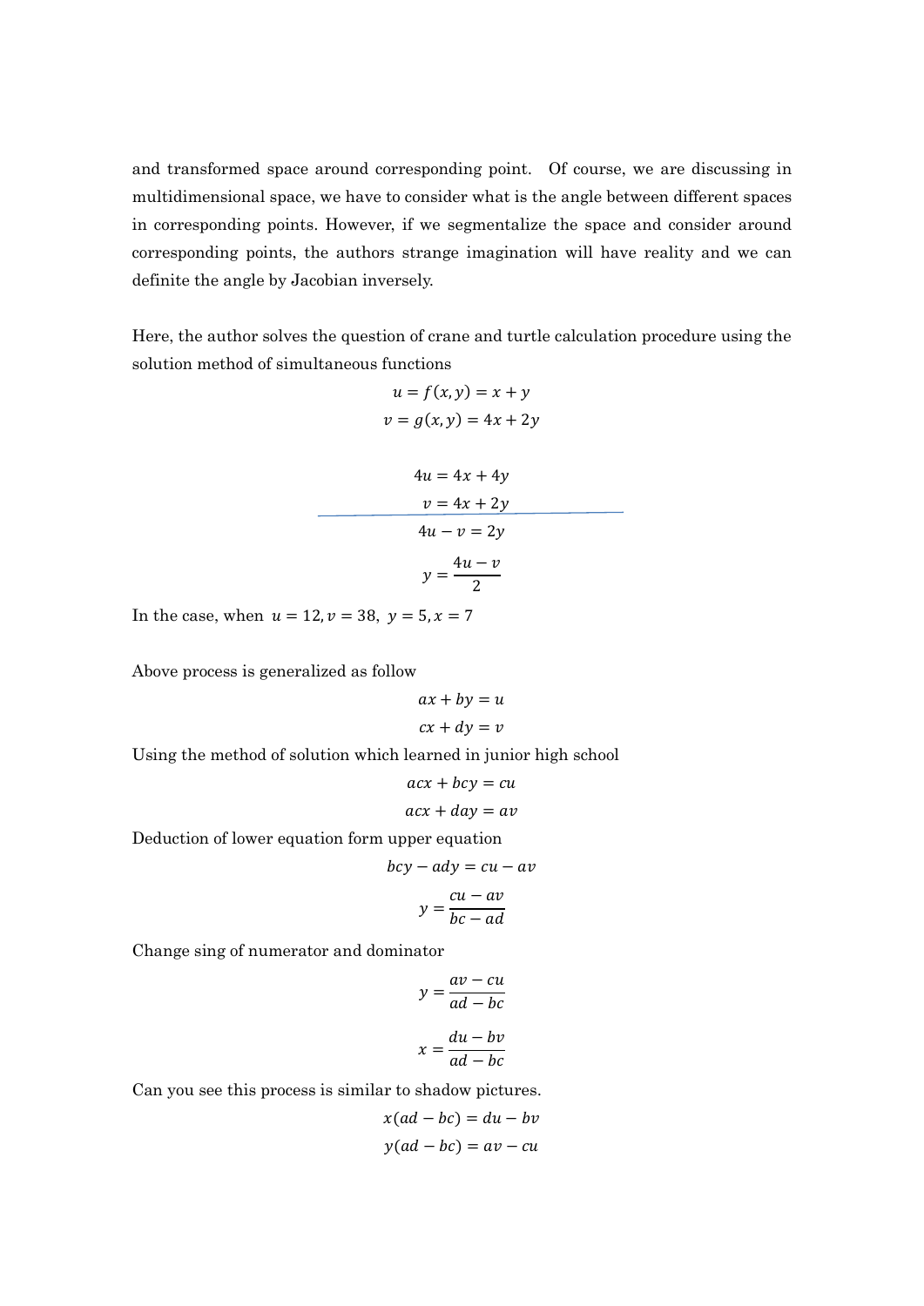and transformed space around corresponding point. Of course, we are discussing in multidimensional space, we have to consider what is the angle between different spaces in corresponding points. However, if we segmentalize the space and consider around corresponding points, the authors strange imagination will have reality and we can definite the angle by Jacobian inversely.

Here, the author solves the question of crane and turtle calculation procedure using the solution method of simultaneous functions

$$u = f(x, y) = x + y$$

$$v = g(x, y) = 4x + 2y$$

$$4u = 4x + 4y$$

$$v = 4x + 2y$$

$$4u - v = 2y$$

$$y = \frac{4u - v}{2}$$

In the case, when $u = 12, v = 38,\ y = 5, x = 7$

Above process is generalized as follow

$$ax + by = u$$

$$cx + dy = v$$

Using the method of solution which learned in junior high school

$$acx + bcy = cu$$

$$acx + day = av$$

Deduction of lower equation form upper equation

$$bcy - ady = cu - av$$

$$y = \frac{cu - av}{bc - ad}$$

Change sing of numerator and dominator

$$y = \frac{av - cu}{ad - bc}$$

$$x = \frac{du - bv}{ad - bc}$$

Can you see this process is similar to shadow pictures.

$$x(ad - bc) = du - bv$$

$$y(ad - bc) = av - cu$$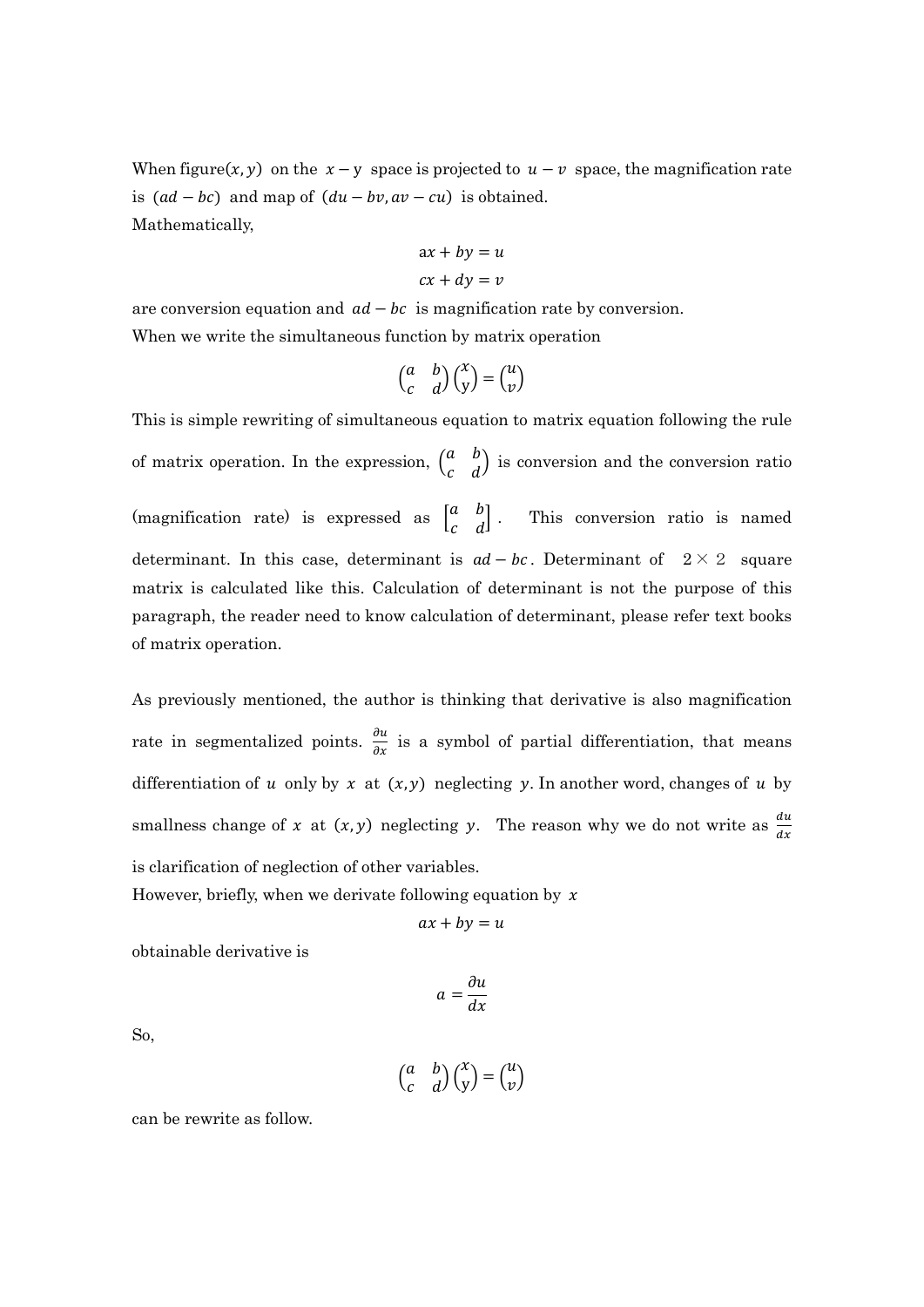When figure$(x, y)$ on the $x - \mathrm{y}$ space is projected to $u - v$ space, the magnification rate is $(ad - bc)$ and map of $(du - bv, av - cu)$ is obtained.
Mathematically,

$$\mathrm{a}x + by = u$$
$$cx + dy = v$$

are conversion equation and $ad - bc$ is magnification rate by conversion.
When we write the simultaneous function by matrix operation

$$\begin{pmatrix} a & b \\ c & d \end{pmatrix} \begin{pmatrix} x \\ \mathrm{y} \end{pmatrix} = \begin{pmatrix} u \\ v \end{pmatrix}$$

This is simple rewriting of simultaneous equation to matrix equation following the rule of matrix operation. In the expression, $\begin{pmatrix} a & b \\ c & d \end{pmatrix}$ is conversion and the conversion ratio (magnification rate) is expressed as $\begin{bmatrix} a & b \\ c & d \end{bmatrix}$. This conversion ratio is named determinant. In this case, determinant is $ad - bc$. Determinant of $2 \times 2$ square matrix is calculated like this. Calculation of determinant is not the purpose of this paragraph, the reader need to know calculation of determinant, please refer text books of matrix operation.

As previously mentioned, the author is thinking that derivative is also magnification rate in segmentalized points. $\frac{\partial u}{\partial x}$ is a symbol of partial differentiation, that means differentiation of $u$ only by $x$ at $(x, y)$ neglecting $y$. In another word, changes of $u$ by smallness change of $x$ at $(x, y)$ neglecting $y$. The reason why we do not write as $\frac{du}{dx}$ is clarification of neglection of other variables.
However, briefly, when we derivate following equation by $x$

$$ax + by = u$$

obtainable derivative is

$$a = \frac{\partial u}{dx}$$

So,

$$\begin{pmatrix} a & b \\ c & d \end{pmatrix} \begin{pmatrix} x \\ \mathrm{y} \end{pmatrix} = \begin{pmatrix} u \\ v \end{pmatrix}$$

can be rewrite as follow.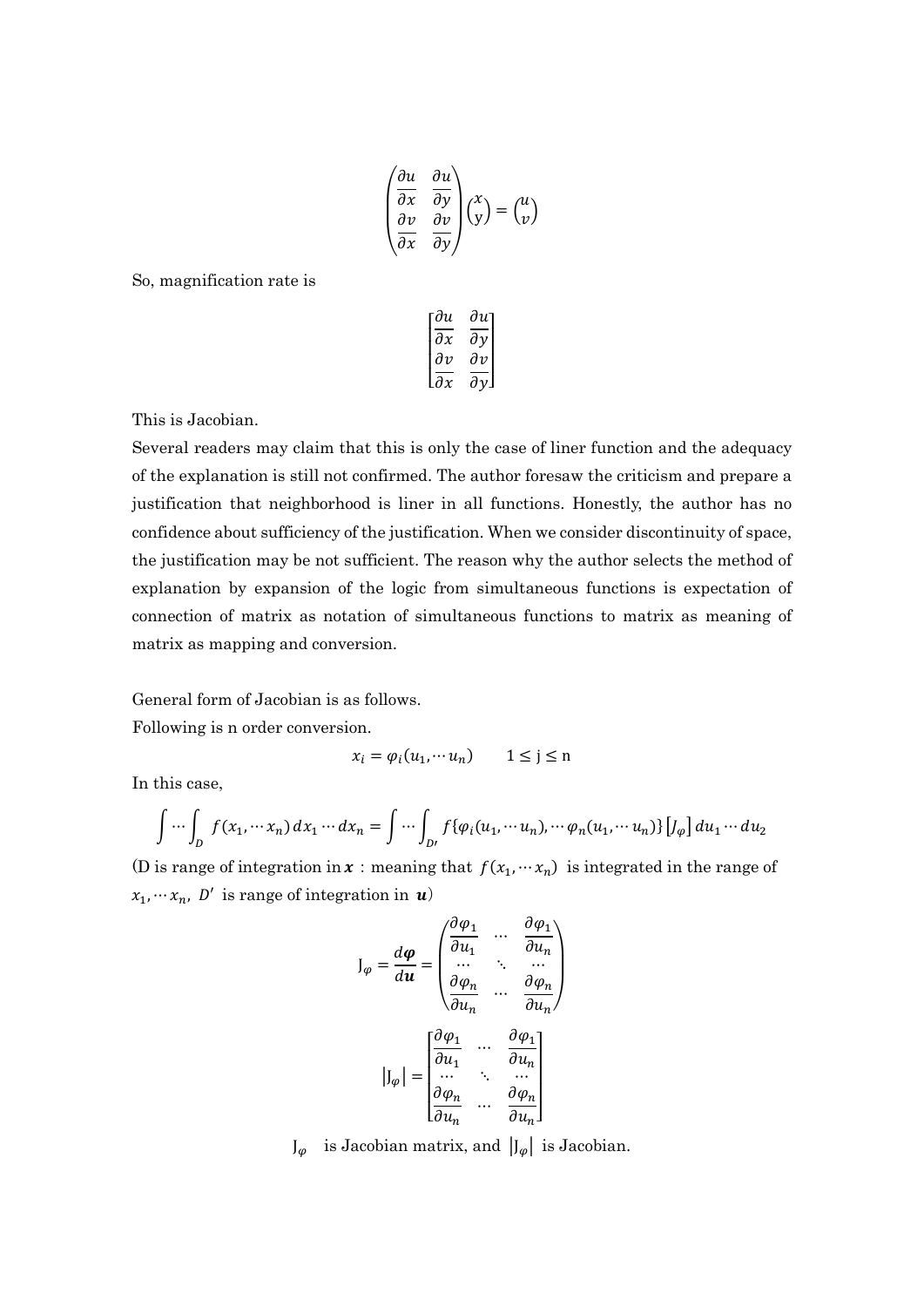$$\begin{pmatrix} \frac{\partial u}{\partial x} & \frac{\partial u}{\partial y} \\ \frac{\partial v}{\partial x} & \frac{\partial v}{\partial y} \end{pmatrix} \begin{pmatrix} x \\ \mathrm{y} \end{pmatrix} = \begin{pmatrix} u \\ v \end{pmatrix}$$

So, magnification rate is

$$\begin{bmatrix} \frac{\partial u}{\partial x} & \frac{\partial u}{\partial y} \\ \frac{\partial v}{\partial x} & \frac{\partial v}{\partial y} \end{bmatrix}$$

This is Jacobian.

Several readers may claim that this is only the case of liner function and the adequacy of the explanation is still not confirmed. The author foresaw the criticism and prepare a justification that neighborhood is liner in all functions. Honestly, the author has no confidence about sufficiency of the justification. When we consider discontinuity of space, the justification may be not sufficient. The reason why the author selects the method of explanation by expansion of the logic from simultaneous functions is expectation of connection of matrix as notation of simultaneous functions to matrix as meaning of matrix as mapping and conversion.

General form of Jacobian is as follows.

Following is n order conversion.

$$x_i = \varphi_i(u_1, \cdots u_n) \qquad 1 \leq \mathrm{j} \leq \mathrm{n}$$

In this case,

$$\int \cdots \int_D f(x_1, \cdots x_n)\, dx_1 \cdots dx_n = \int \cdots \int_{D'} f\{\varphi_i(u_1, \cdots u_n), \cdots \varphi_n(u_1, \cdots u_n)\} \left[J_\varphi\right] du_1 \cdots du_2$$

(D is range of integration in $\boldsymbol{x}$ : meaning that $f(x_1, \cdots x_n)$ is integrated in the range of $x_1, \cdots x_n$, $D'$ is range of integration in $\boldsymbol{u}$)

$$\mathrm{J}_\varphi = \frac{d\boldsymbol{\varphi}}{d\boldsymbol{u}} = \begin{pmatrix} \frac{\partial \varphi_1}{\partial u_1} & \cdots & \frac{\partial \varphi_1}{\partial u_n} \\ \cdots & \ddots & \cdots \\ \frac{\partial \varphi_n}{\partial u_n} & \cdots & \frac{\partial \varphi_n}{\partial u_n} \end{pmatrix}$$

$$\left|\mathrm{J}_\varphi\right| = \begin{bmatrix} \frac{\partial \varphi_1}{\partial u_1} & \cdots & \frac{\partial \varphi_1}{\partial u_n} \\ \cdots & \ddots & \cdots \\ \frac{\partial \varphi_n}{\partial u_n} & \cdots & \frac{\partial \varphi_n}{\partial u_n} \end{bmatrix}$$

$\mathrm{J}_\varphi$ is Jacobian matrix, and $\left|\mathrm{J}_\varphi\right|$ is Jacobian.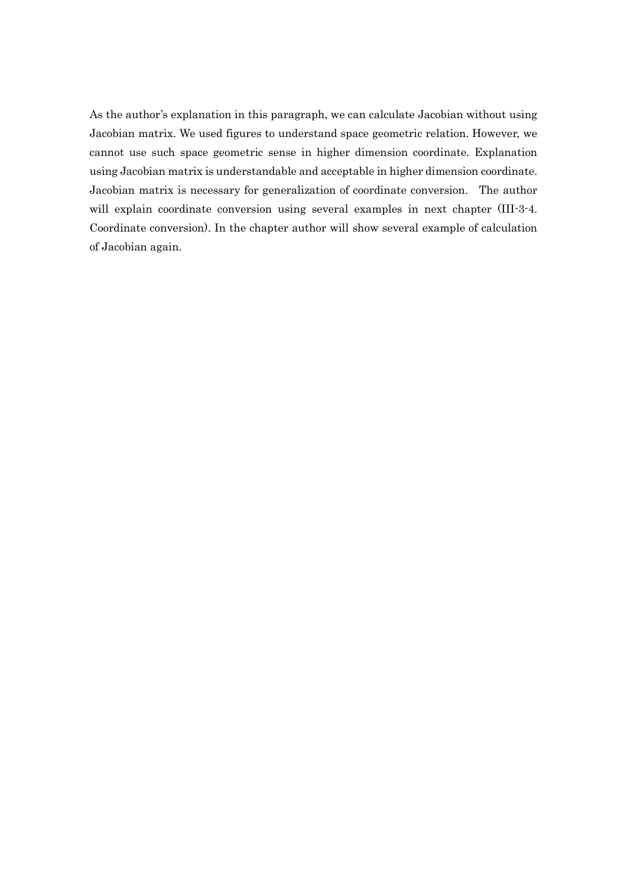As the author's explanation in this paragraph, we can calculate Jacobian without using Jacobian matrix. We used figures to understand space geometric relation. However, we cannot use such space geometric sense in higher dimension coordinate. Explanation using Jacobian matrix is understandable and acceptable in higher dimension coordinate. Jacobian matrix is necessary for generalization of coordinate conversion. The author will explain coordinate conversion using several examples in next chapter (III-3-4. Coordinate conversion). In the chapter author will show several example of calculation of Jacobian again.